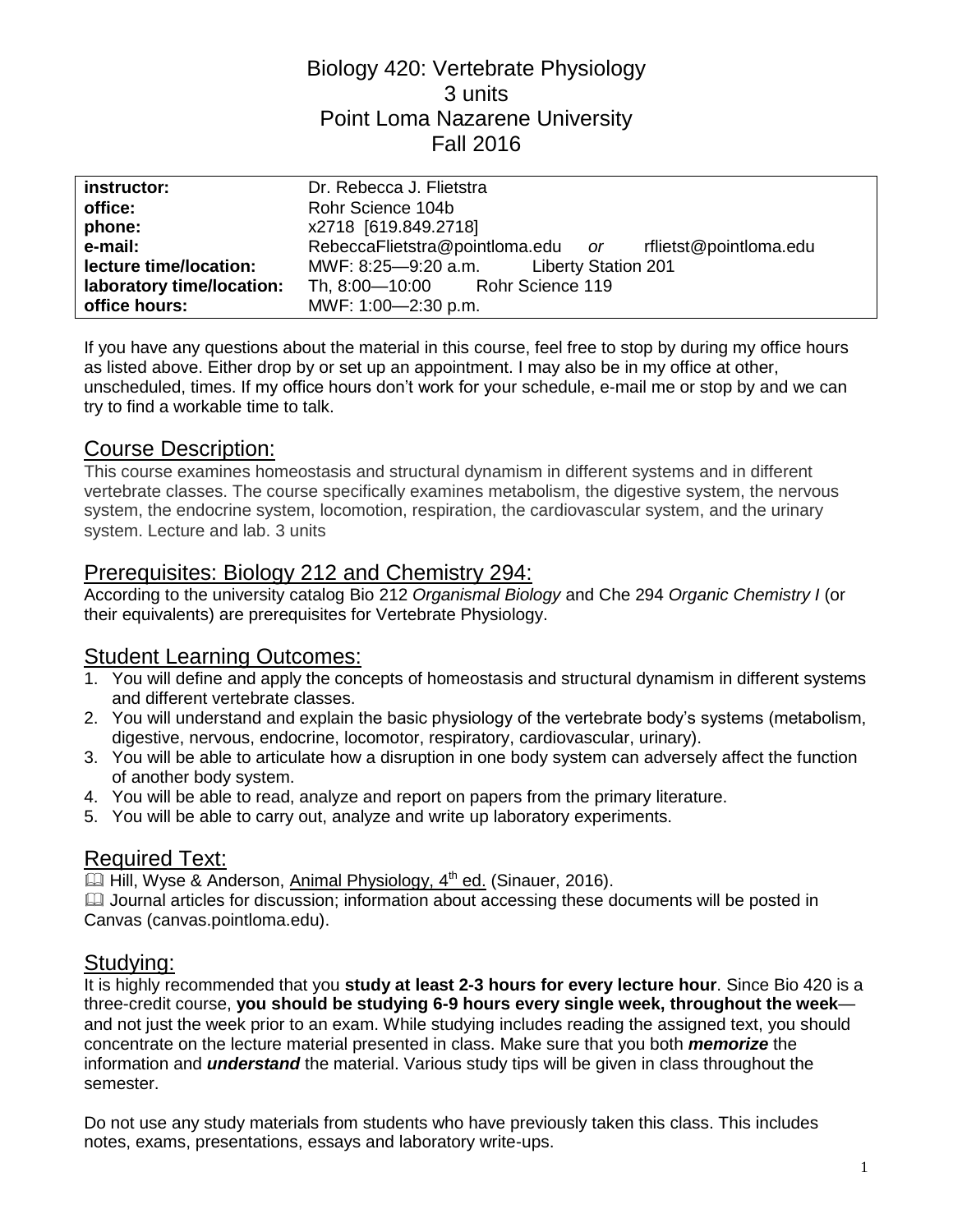# Biology 420: Vertebrate Physiology
3 units
Point Loma Nazarene University
Fall 2016

| | |
|---|---|
| **instructor:** | Dr. Rebecca J. Flietstra |
| **office:** | Rohr Science 104b |
| **phone:** | x2718 [619.849.2718] |
| **e-mail:** | RebeccaFlietstra@pointloma.edu *or* rflietst@pointloma.edu |
| **lecture time/location:** | MWF: 8:25—9:20 a.m. Liberty Station 201 |
| **laboratory time/location:** | Th, 8:00—10:00 Rohr Science 119 |
| **office hours:** | MWF: 1:00—2:30 p.m. |

If you have any questions about the material in this course, feel free to stop by during my office hours as listed above. Either drop by or set up an appointment. I may also be in my office at other, unscheduled, times. If my office hours don't work for your schedule, e-mail me or stop by and we can try to find a workable time to talk.

## Course Description:

This course examines homeostasis and structural dynamism in different systems and in different vertebrate classes. The course specifically examines metabolism, the digestive system, the nervous system, the endocrine system, locomotion, respiration, the cardiovascular system, and the urinary system. Lecture and lab. 3 units

## Prerequisites: Biology 212 and Chemistry 294:

According to the university catalog Bio 212 *Organismal Biology* and Che 294 *Organic Chemistry I* (or their equivalents) are prerequisites for Vertebrate Physiology.

## Student Learning Outcomes:

1. You will define and apply the concepts of homeostasis and structural dynamism in different systems and different vertebrate classes.
2. You will understand and explain the basic physiology of the vertebrate body's systems (metabolism, digestive, nervous, endocrine, locomotor, respiratory, cardiovascular, urinary).
3. You will be able to articulate how a disruption in one body system can adversely affect the function of another body system.
4. You will be able to read, analyze and report on papers from the primary literature.
5. You will be able to carry out, analyze and write up laboratory experiments.

## Required Text:

📖 Hill, Wyse & Anderson, Animal Physiology, 4th ed. (Sinauer, 2016).

📖 Journal articles for discussion; information about accessing these documents will be posted in Canvas (canvas.pointloma.edu).

## Studying:

It is highly recommended that you **study at least 2-3 hours for every lecture hour**. Since Bio 420 is a three-credit course, **you should be studying 6-9 hours every single week, throughout the week**—and not just the week prior to an exam. While studying includes reading the assigned text, you should concentrate on the lecture material presented in class. Make sure that you both ***memorize*** the information and ***understand*** the material. Various study tips will be given in class throughout the semester.

Do not use any study materials from students who have previously taken this class. This includes notes, exams, presentations, essays and laboratory write-ups.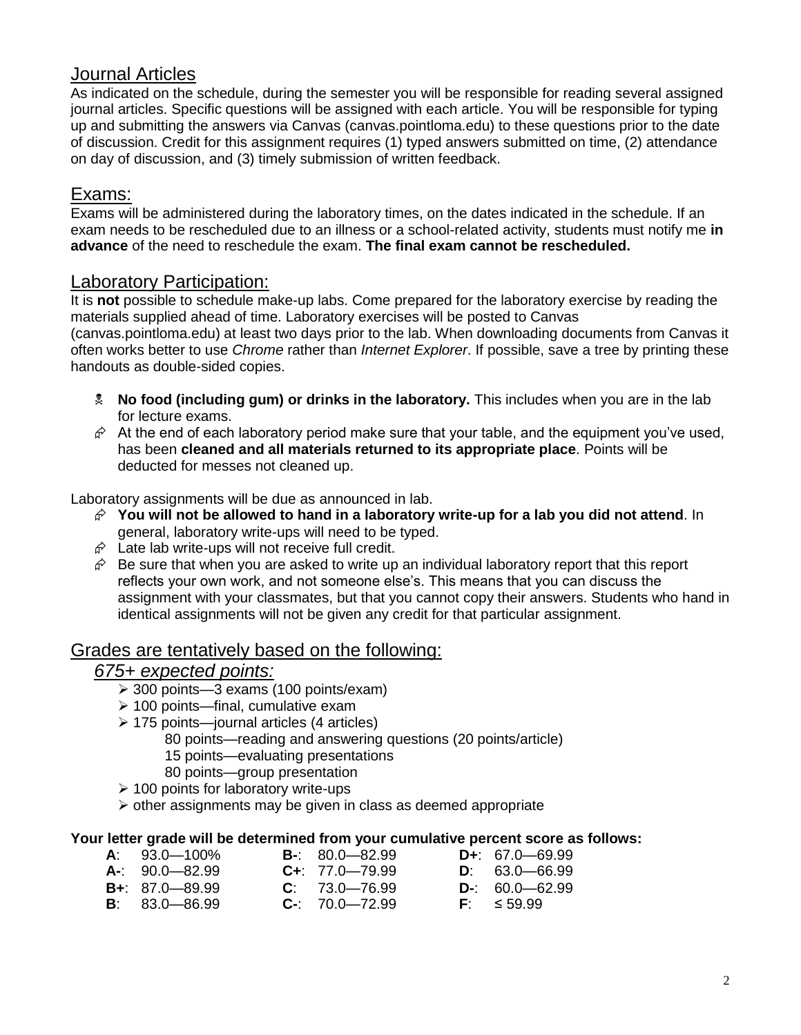## Journal Articles

As indicated on the schedule, during the semester you will be responsible for reading several assigned journal articles. Specific questions will be assigned with each article. You will be responsible for typing up and submitting the answers via Canvas (canvas.pointloma.edu) to these questions prior to the date of discussion. Credit for this assignment requires (1) typed answers submitted on time, (2) attendance on day of discussion, and (3) timely submission of written feedback.

## Exams:

Exams will be administered during the laboratory times, on the dates indicated in the schedule. If an exam needs to be rescheduled due to an illness or a school-related activity, students must notify me **in advance** of the need to reschedule the exam. **The final exam cannot be rescheduled.**

## Laboratory Participation:

It is **not** possible to schedule make-up labs. Come prepared for the laboratory exercise by reading the materials supplied ahead of time. Laboratory exercises will be posted to Canvas (canvas.pointloma.edu) at least two days prior to the lab. When downloading documents from Canvas it often works better to use *Chrome* rather than *Internet Explorer*. If possible, save a tree by printing these handouts as double-sided copies.

- **No food (including gum) or drinks in the laboratory.** This includes when you are in the lab for lecture exams.
- At the end of each laboratory period make sure that your table, and the equipment you've used, has been **cleaned and all materials returned to its appropriate place**. Points will be deducted for messes not cleaned up.

Laboratory assignments will be due as announced in lab.

- **You will not be allowed to hand in a laboratory write-up for a lab you did not attend**. In general, laboratory write-ups will need to be typed.
- Late lab write-ups will not receive full credit.
- Be sure that when you are asked to write up an individual laboratory report that this report reflects your own work, and not someone else's. This means that you can discuss the assignment with your classmates, but that you cannot copy their answers. Students who hand in identical assignments will not be given any credit for that particular assignment.

## Grades are tentatively based on the following:

### *675+ expected points:*

- 300 points—3 exams (100 points/exam)
- 100 points—final, cumulative exam
- 175 points—journal articles (4 articles)
  - 80 points—reading and answering questions (20 points/article)
  - 15 points—evaluating presentations
  - 80 points—group presentation
- 100 points for laboratory write-ups
- other assignments may be given in class as deemed appropriate

**Your letter grade will be determined from your cumulative percent score as follows:**

| | | |
|---|---|---|
| **A**: 93.0—100% | **B-**: 80.0—82.99 | **D+**: 67.0—69.99 |
| **A-**: 90.0—82.99 | **C+**: 77.0—79.99 | **D**: 63.0—66.99 |
| **B+**: 87.0—89.99 | **C**: 73.0—76.99 | **D-**: 60.0—62.99 |
| **B**: 83.0—86.99 | **C-**: 70.0—72.99 | **F**: ≤ 59.99 |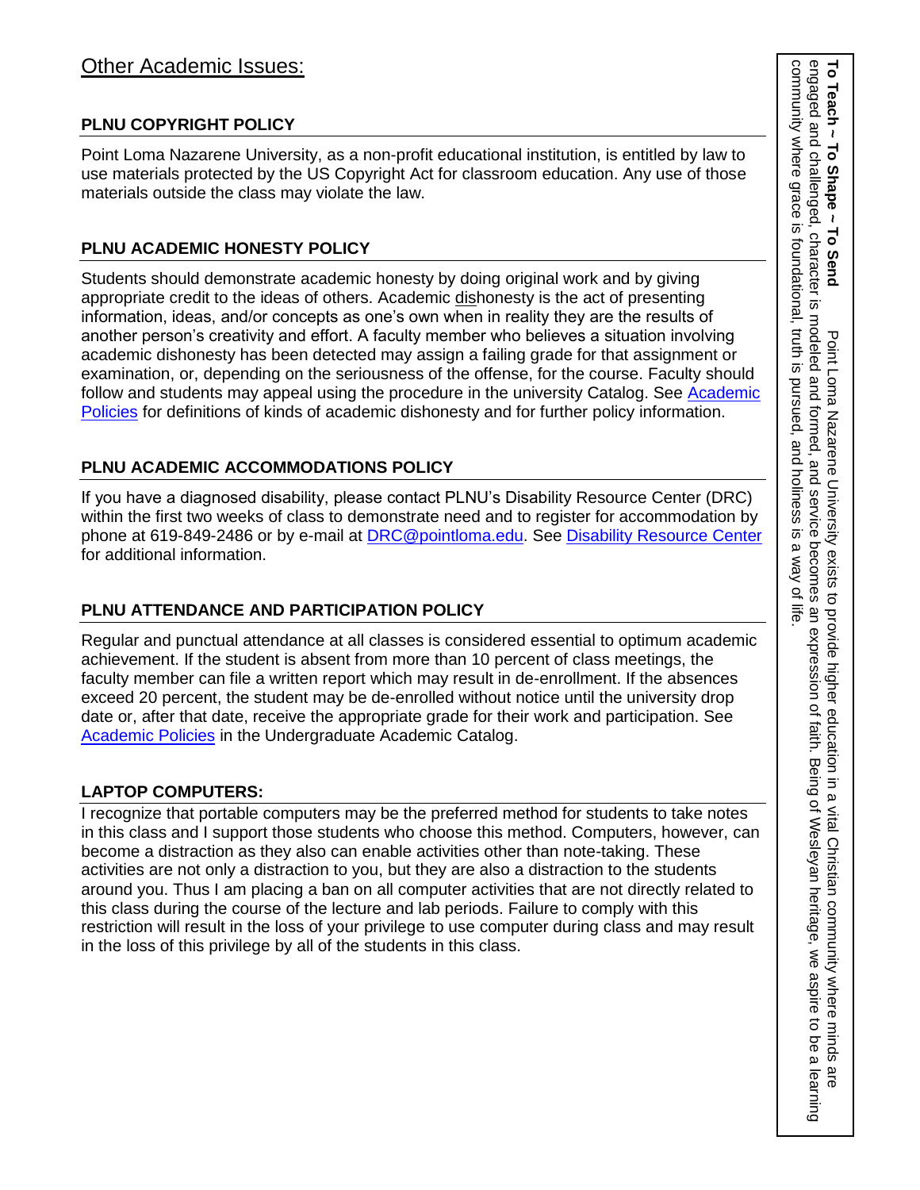## Other Academic Issues:

### PLNU COPYRIGHT POLICY

Point Loma Nazarene University, as a non-profit educational institution, is entitled by law to use materials protected by the US Copyright Act for classroom education. Any use of those materials outside the class may violate the law.

### PLNU ACADEMIC HONESTY POLICY

Students should demonstrate academic honesty by doing original work and by giving appropriate credit to the ideas of others. Academic dishonesty is the act of presenting information, ideas, and/or concepts as one's own when in reality they are the results of another person's creativity and effort. A faculty member who believes a situation involving academic dishonesty has been detected may assign a failing grade for that assignment or examination, or, depending on the seriousness of the offense, for the course. Faculty should follow and students may appeal using the procedure in the university Catalog. See Academic Policies for definitions of kinds of academic dishonesty and for further policy information.

### PLNU ACADEMIC ACCOMMODATIONS POLICY

If you have a diagnosed disability, please contact PLNU's Disability Resource Center (DRC) within the first two weeks of class to demonstrate need and to register for accommodation by phone at 619-849-2486 or by e-mail at DRC@pointloma.edu. See Disability Resource Center for additional information.

### PLNU ATTENDANCE AND PARTICIPATION POLICY

Regular and punctual attendance at all classes is considered essential to optimum academic achievement. If the student is absent from more than 10 percent of class meetings, the faculty member can file a written report which may result in de-enrollment. If the absences exceed 20 percent, the student may be de-enrolled without notice until the university drop date or, after that date, receive the appropriate grade for their work and participation. See Academic Policies in the Undergraduate Academic Catalog.

### LAPTOP COMPUTERS:

I recognize that portable computers may be the preferred method for students to take notes in this class and I support those students who choose this method. Computers, however, can become a distraction as they also can enable activities other than note-taking. These activities are not only a distraction to you, but they are also a distraction to the students around you. Thus I am placing a ban on all computer activities that are not directly related to this class during the course of the lecture and lab periods. Failure to comply with this restriction will result in the loss of your privilege to use computer during class and may result in the loss of this privilege by all of the students in this class.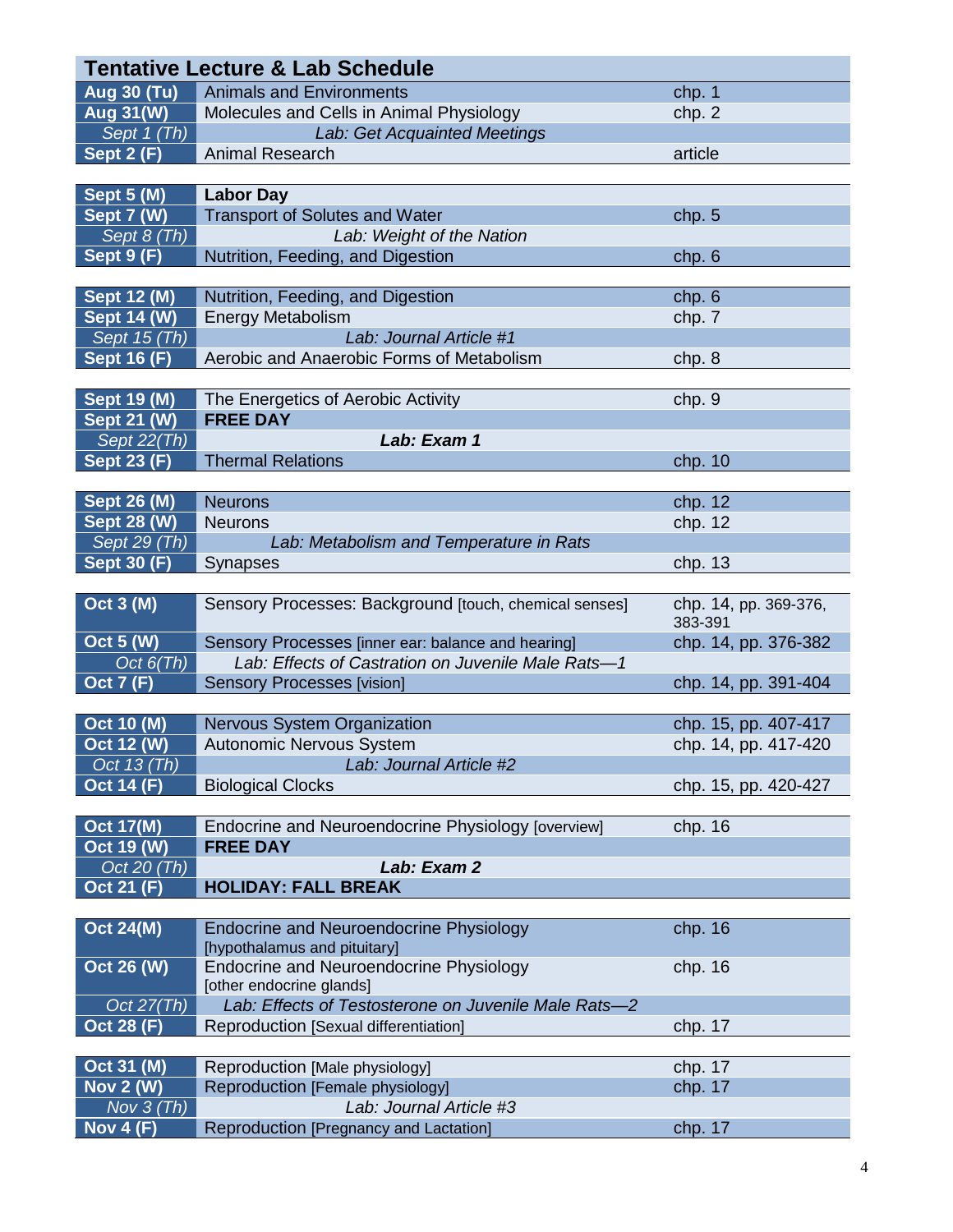## Tentative Lecture & Lab Schedule

| Date | Topic | Reading |
|---|---|---|
| **Aug 30 (Tu)** | Animals and Environments | chp. 1 |
| **Aug 31(W)** | Molecules and Cells in Animal Physiology | chp. 2 |
| *Sept 1 (Th)* | *Lab: Get Acquainted Meetings* | |
| **Sept 2 (F)** | Animal Research | article |
| | | |
| **Sept 5 (M)** | **Labor Day** | |
| **Sept 7 (W)** | Transport of Solutes and Water | chp. 5 |
| *Sept 8 (Th)* | *Lab: Weight of the Nation* | |
| **Sept 9 (F)** | Nutrition, Feeding, and Digestion | chp. 6 |
| | | |
| **Sept 12 (M)** | Nutrition, Feeding, and Digestion | chp. 6 |
| **Sept 14 (W)** | Energy Metabolism | chp. 7 |
| *Sept 15 (Th)* | *Lab: Journal Article #1* | |
| **Sept 16 (F)** | Aerobic and Anaerobic Forms of Metabolism | chp. 8 |
| | | |
| **Sept 19 (M)** | The Energetics of Aerobic Activity | chp. 9 |
| **Sept 21 (W)** | **FREE DAY** | |
| *Sept 22(Th)* | ***Lab: Exam 1*** | |
| **Sept 23 (F)** | Thermal Relations | chp. 10 |
| | | |
| **Sept 26 (M)** | Neurons | chp. 12 |
| **Sept 28 (W)** | Neurons | chp. 12 |
| *Sept 29 (Th)* | *Lab: Metabolism and Temperature in Rats* | |
| **Sept 30 (F)** | Synapses | chp. 13 |
| | | |
| **Oct 3 (M)** | Sensory Processes: Background [touch, chemical senses] | chp. 14, pp. 369-376, 383-391 |
| **Oct 5 (W)** | Sensory Processes [inner ear: balance and hearing] | chp. 14, pp. 376-382 |
| *Oct 6(Th)* | *Lab: Effects of Castration on Juvenile Male Rats—1* | |
| **Oct 7 (F)** | Sensory Processes [vision] | chp. 14, pp. 391-404 |
| | | |
| **Oct 10 (M)** | Nervous System Organization | chp. 15, pp. 407-417 |
| **Oct 12 (W)** | Autonomic Nervous System | chp. 14, pp. 417-420 |
| *Oct 13 (Th)* | *Lab: Journal Article #2* | |
| **Oct 14 (F)** | Biological Clocks | chp. 15, pp. 420-427 |
| | | |
| **Oct 17(M)** | Endocrine and Neuroendocrine Physiology [overview] | chp. 16 |
| **Oct 19 (W)** | **FREE DAY** | |
| *Oct 20 (Th)* | ***Lab: Exam 2*** | |
| **Oct 21 (F)** | **HOLIDAY: FALL BREAK** | |
| | | |
| **Oct 24(M)** | Endocrine and Neuroendocrine Physiology [hypothalamus and pituitary] | chp. 16 |
| **Oct 26 (W)** | Endocrine and Neuroendocrine Physiology [other endocrine glands] | chp. 16 |
| *Oct 27(Th)* | *Lab: Effects of Testosterone on Juvenile Male Rats—2* | |
| **Oct 28 (F)** | Reproduction [Sexual differentiation] | chp. 17 |
| | | |
| **Oct 31 (M)** | Reproduction [Male physiology] | chp. 17 |
| **Nov 2 (W)** | Reproduction [Female physiology] | chp. 17 |
| *Nov 3 (Th)* | *Lab: Journal Article #3* | |
| **Nov 4 (F)** | Reproduction [Pregnancy and Lactation] | chp. 17 |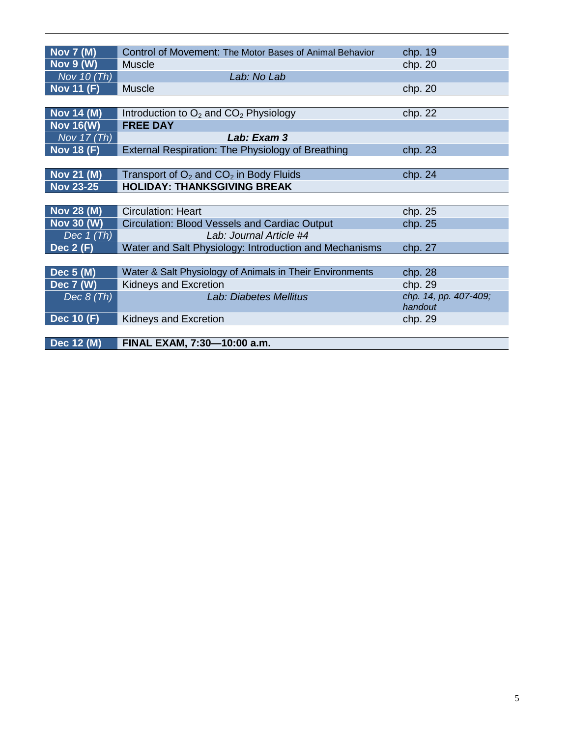| | | |
|---|---|---|
| **Nov 7 (M)** | Control of Movement: The Motor Bases of Animal Behavior | chp. 19 |
| **Nov 9 (W)** | Muscle | chp. 20 |
| *Nov 10 (Th)* | *Lab: No Lab* | |
| **Nov 11 (F)** | Muscle | chp. 20 |
| | | |
| **Nov 14 (M)** | Introduction to $O_2$ and $CO_2$ Physiology | chp. 22 |
| **Nov 16(W)** | **FREE DAY** | |
| *Nov 17 (Th)* | ***Lab: Exam 3*** | |
| **Nov 18 (F)** | External Respiration: The Physiology of Breathing | chp. 23 |
| | | |
| **Nov 21 (M)** | Transport of $O_2$ and $CO_2$ in Body Fluids | chp. 24 |
| **Nov 23-25** | **HOLIDAY: THANKSGIVING BREAK** | |
| | | |
| **Nov 28 (M)** | Circulation: Heart | chp. 25 |
| **Nov 30 (W)** | Circulation: Blood Vessels and Cardiac Output | chp. 25 |
| *Dec 1 (Th)* | *Lab: Journal Article #4* | |
| **Dec 2 (F)** | Water and Salt Physiology: Introduction and Mechanisms | chp. 27 |
| | | |
| **Dec 5 (M)** | Water & Salt Physiology of Animals in Their Environments | chp. 28 |
| **Dec 7 (W)** | Kidneys and Excretion | chp. 29 |
| *Dec 8 (Th)* | *Lab: Diabetes Mellitus* | *chp. 14, pp. 407-409; handout* |
| **Dec 10 (F)** | Kidneys and Excretion | chp. 29 |
| | | |
| **Dec 12 (M)** | **FINAL EXAM, 7:30—10:00 a.m.** | |